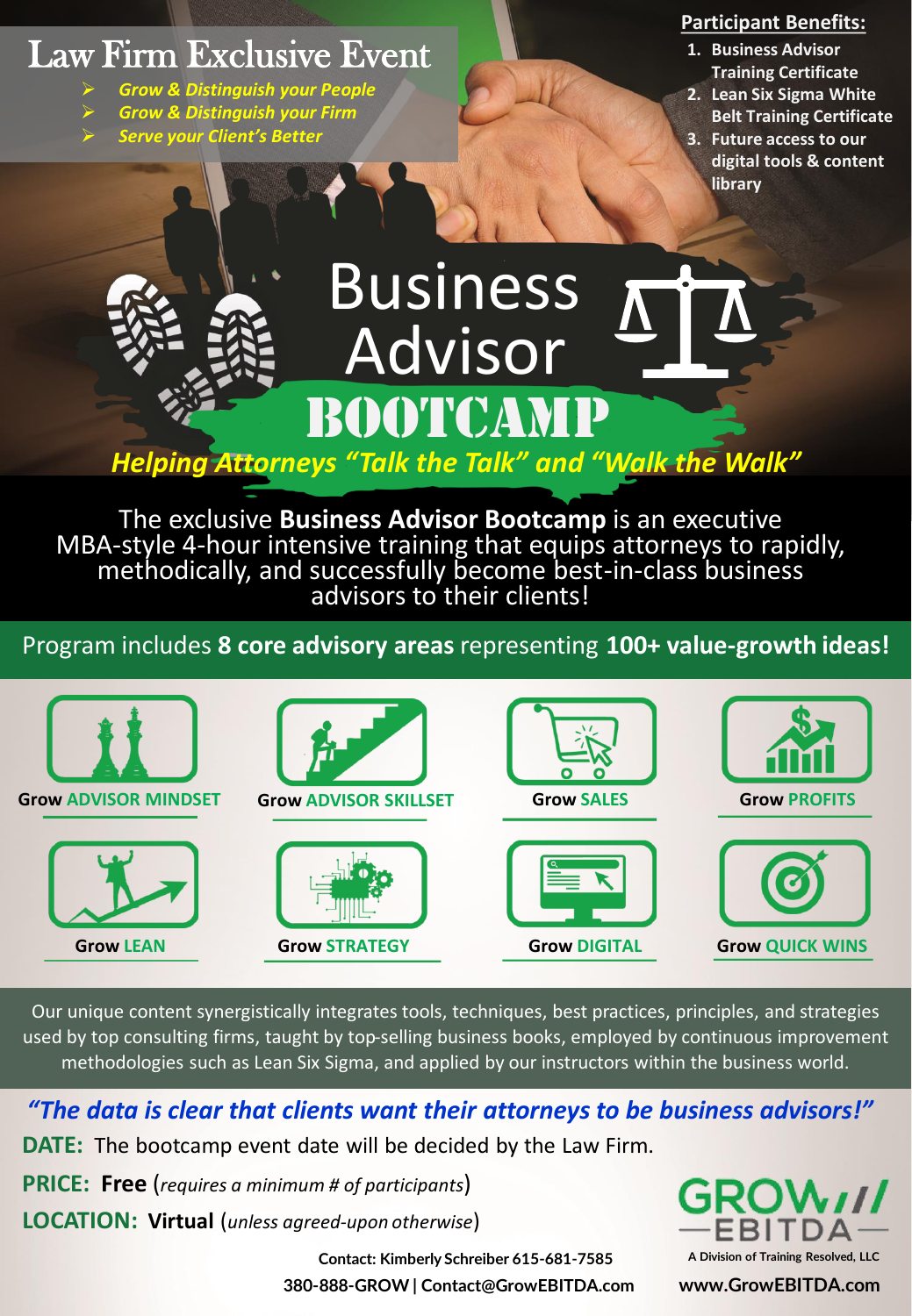# Law Firm Exclusive Event

- *Grow & Distinguish your People*
- *Grow & Distinguish your Firm*
- *Serve your Client's Better*

**Participant Benefits:**

1. Business Advisor Training Certificate
2. Lean Six Sigma White Belt Training Certificate
3. Future access to our digital tools & content library

# Business Advisor BOOTCAMP

*Helping Attorneys "Talk the Talk" and "Walk the Walk"*

The exclusive **Business Advisor Bootcamp** is an executive MBA-style 4-hour intensive training that equips attorneys to rapidly, methodically, and successfully become best-in-class business advisors to their clients!

Program includes **8 core advisory areas** representing **100+ value-growth ideas!**

- Grow ADVISOR MINDSET
- Grow ADVISOR SKILLSET
- Grow SALES
- Grow PROFITS
- Grow LEAN
- Grow STRATEGY
- Grow DIGITAL
- Grow QUICK WINS

Our unique content synergistically integrates tools, techniques, best practices, principles, and strategies used by top consulting firms, taught by top-selling business books, employed by continuous improvement methodologies such as Lean Six Sigma, and applied by our instructors within the business world.

*"The data is clear that clients want their attorneys to be business advisors!"*

**DATE:** The bootcamp event date will be decided by the Law Firm.

**PRICE:** **Free** (*requires a minimum # of participants*)

**LOCATION:** **Virtual** (*unless agreed-upon otherwise*)

**Contact: Kimberly Schreiber 615-681-7585**
**380-888-GROW | Contact@GrowEBITDA.com**

GROW EBITDA
A Division of Training Resolved, LLC
**www.GrowEBITDA.com**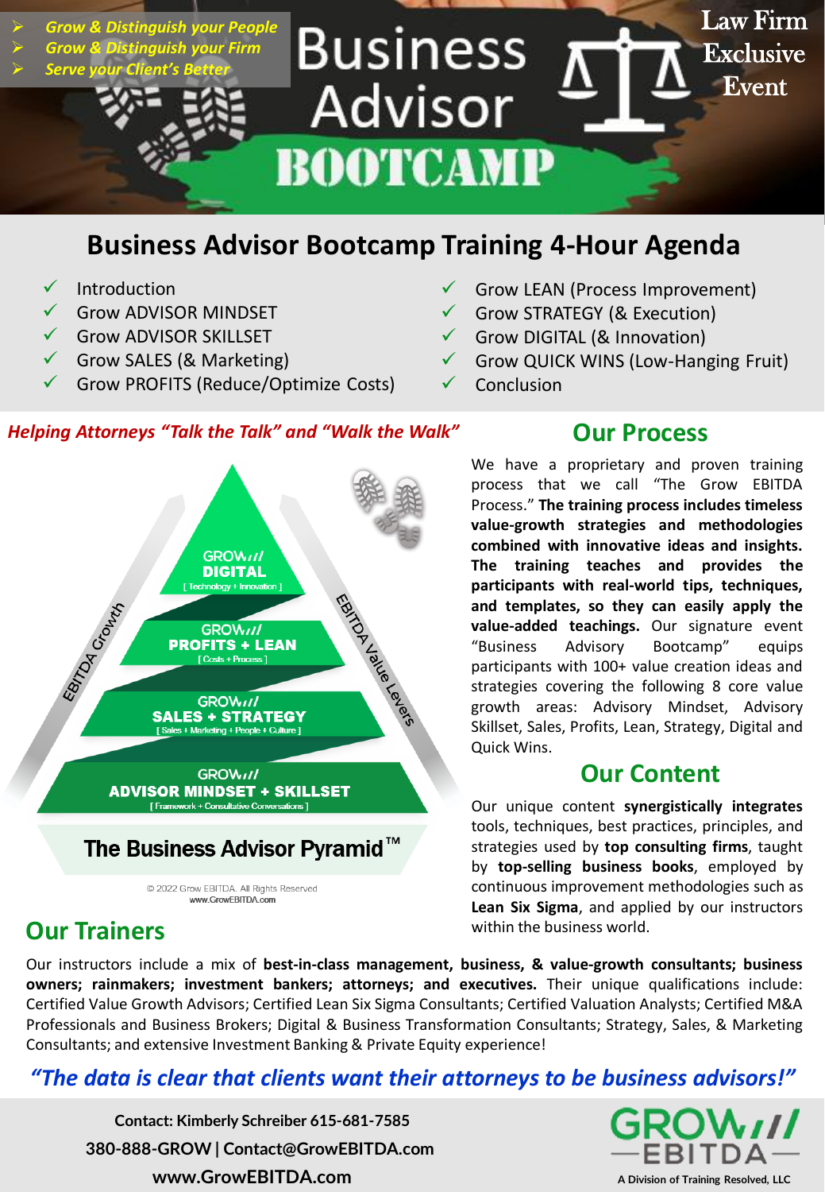- *Grow & Distinguish your People*
- *Grow & Distinguish your Firm*
- *Serve your Client's Better*

# Business Advisor BOOTCAMP

Law Firm Exclusive Event

## Business Advisor Bootcamp Training 4-Hour Agenda

- ✓ Introduction
- ✓ Grow ADVISOR MINDSET
- ✓ Grow ADVISOR SKILLSET
- ✓ Grow SALES (& Marketing)
- ✓ Grow PROFITS (Reduce/Optimize Costs)
- ✓ Grow LEAN (Process Improvement)
- ✓ Grow STRATEGY (& Execution)
- ✓ Grow DIGITAL (& Innovation)
- ✓ Grow QUICK WINS (Low-Hanging Fruit)
- ✓ Conclusion

*Helping Attorneys "Talk the Talk" and "Walk the Walk"*

EBITDA Growth

EBITDA Value Levers

GROW
DIGITAL
[ Technology + Innovation ]

GROW
PROFITS + LEAN
[ Costs + Process ]

GROW
SALES + STRATEGY
[ Sales + Marketing + People + Culture ]

GROW
ADVISOR MINDSET + SKILLSET
[ Framework + Consultative Conversations ]

The Business Advisor Pyramid™

© 2022 Grow EBITDA. All Rights Reserved
www.GrowEBITDA.com

## Our Process

We have a proprietary and proven training process that we call "The Grow EBITDA Process." **The training process includes timeless value-growth strategies and methodologies combined with innovative ideas and insights. The training teaches and provides the participants with real-world tips, techniques, and templates, so they can easily apply the value-added teachings.** Our signature event "Business Advisory Bootcamp" equips participants with 100+ value creation ideas and strategies covering the following 8 core value growth areas: Advisory Mindset, Advisory Skillset, Sales, Profits, Lean, Strategy, Digital and Quick Wins.

## Our Content

Our unique content **synergistically integrates** tools, techniques, best practices, principles, and strategies used by **top consulting firms**, taught by **top-selling business books**, employed by continuous improvement methodologies such as **Lean Six Sigma**, and applied by our instructors within the business world.

## Our Trainers

Our instructors include a mix of **best-in-class management, business, & value-growth consultants; business owners; rainmakers; investment bankers; attorneys; and executives.** Their unique qualifications include: Certified Value Growth Advisors; Certified Lean Six Sigma Consultants; Certified Valuation Analysts; Certified M&A Professionals and Business Brokers; Digital & Business Transformation Consultants; Strategy, Sales, & Marketing Consultants; and extensive Investment Banking & Private Equity experience!

***"The data is clear that clients want their attorneys to be business advisors!"***

**Contact: Kimberly Schreiber 615-681-7585**
**380-888-GROW | Contact@GrowEBITDA.com**
**www.GrowEBITDA.com**

GROW EBITDA
A Division of Training Resolved, LLC